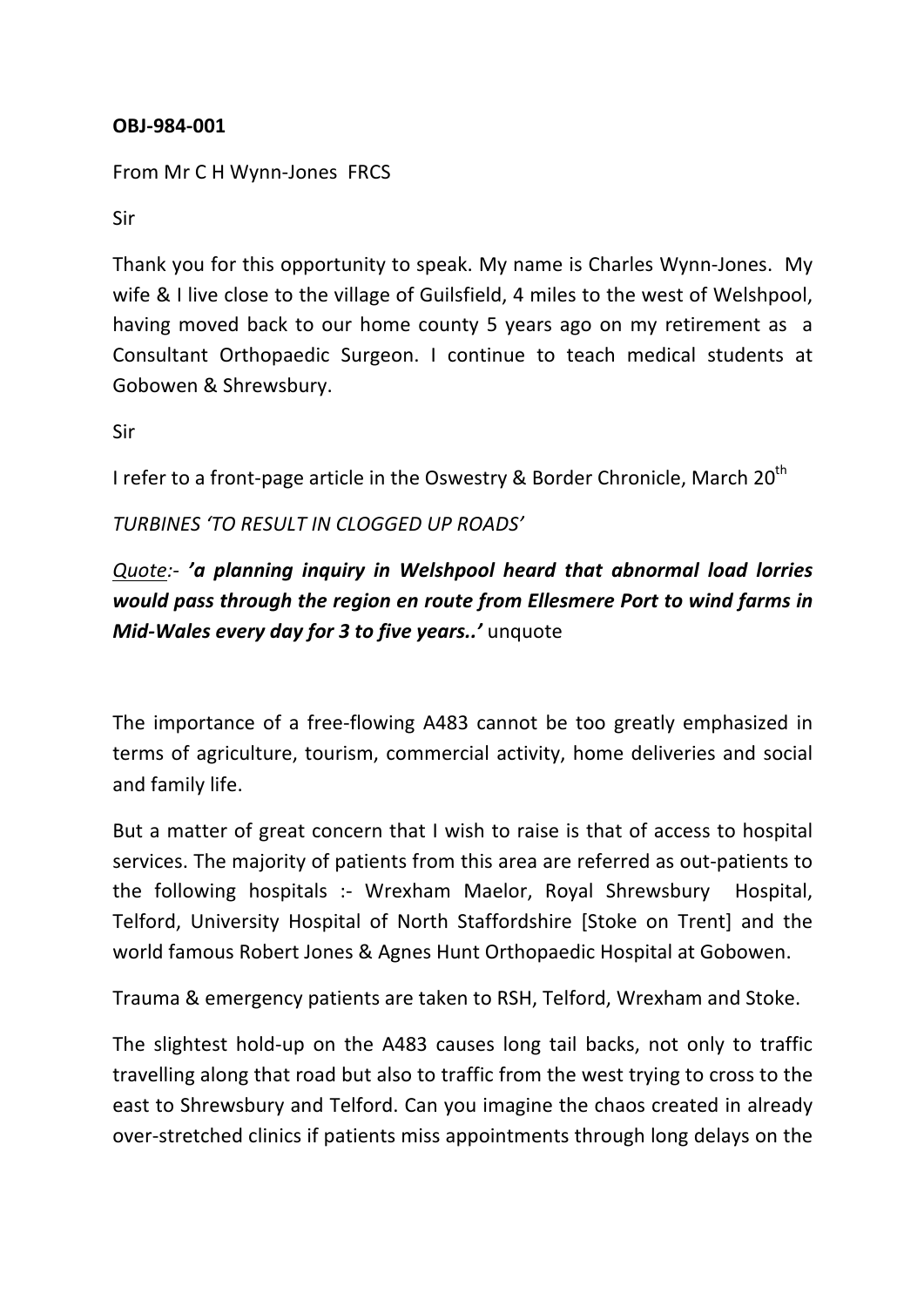**OBJ-984-001**

From Mr C H Wynn-Jones FRCS

Sir

Thank you for this opportunity to speak. My name is Charles Wynn-Jones. My wife & I live close to the village of Guilsfield, 4 miles to the west of Welshpool, having moved back to our home county 5 years ago on my retirement as a Consultant Orthopaedic Surgeon. I continue to teach medical students at Gobowen & Shrewsbury.

Sir

I refer to a front-page article in the Oswestry & Border Chronicle, March 20th

*TURBINES 'TO RESULT IN CLOGGED UP ROADS'*

*Quote:*- ***'a planning inquiry in Welshpool heard that abnormal load lorries would pass through the region en route from Ellesmere Port to wind farms in Mid-Wales every day for 3 to five years..'*** unquote

The importance of a free-flowing A483 cannot be too greatly emphasized in terms of agriculture, tourism, commercial activity, home deliveries and social and family life.

But a matter of great concern that I wish to raise is that of access to hospital services. The majority of patients from this area are referred as out-patients to the following hospitals :- Wrexham Maelor, Royal Shrewsbury Hospital, Telford, University Hospital of North Staffordshire [Stoke on Trent] and the world famous Robert Jones & Agnes Hunt Orthopaedic Hospital at Gobowen.

Trauma & emergency patients are taken to RSH, Telford, Wrexham and Stoke.

The slightest hold-up on the A483 causes long tail backs, not only to traffic travelling along that road but also to traffic from the west trying to cross to the east to Shrewsbury and Telford. Can you imagine the chaos created in already over-stretched clinics if patients miss appointments through long delays on the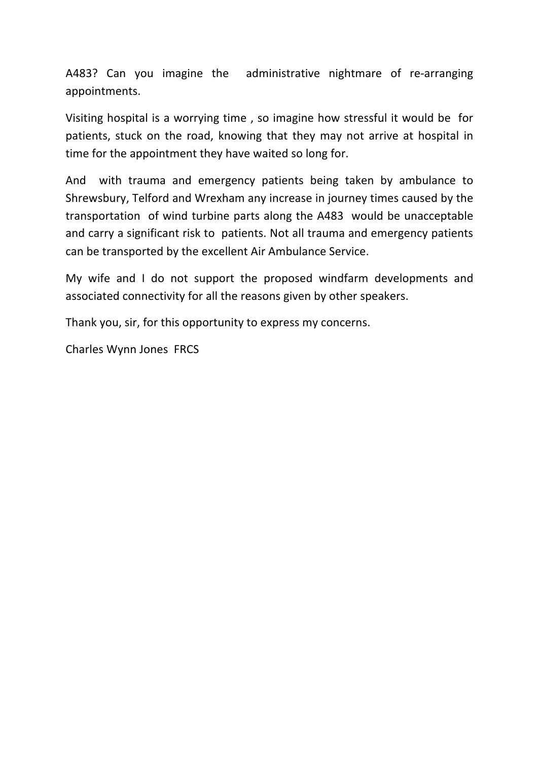A483? Can you imagine the administrative nightmare of re-arranging appointments.

Visiting hospital is a worrying time , so imagine how stressful it would be for patients, stuck on the road, knowing that they may not arrive at hospital in time for the appointment they have waited so long for.

And with trauma and emergency patients being taken by ambulance to Shrewsbury, Telford and Wrexham any increase in journey times caused by the transportation of wind turbine parts along the A483 would be unacceptable and carry a significant risk to patients. Not all trauma and emergency patients can be transported by the excellent Air Ambulance Service.

My wife and I do not support the proposed windfarm developments and associated connectivity for all the reasons given by other speakers.

Thank you, sir, for this opportunity to express my concerns.

Charles Wynn Jones FRCS